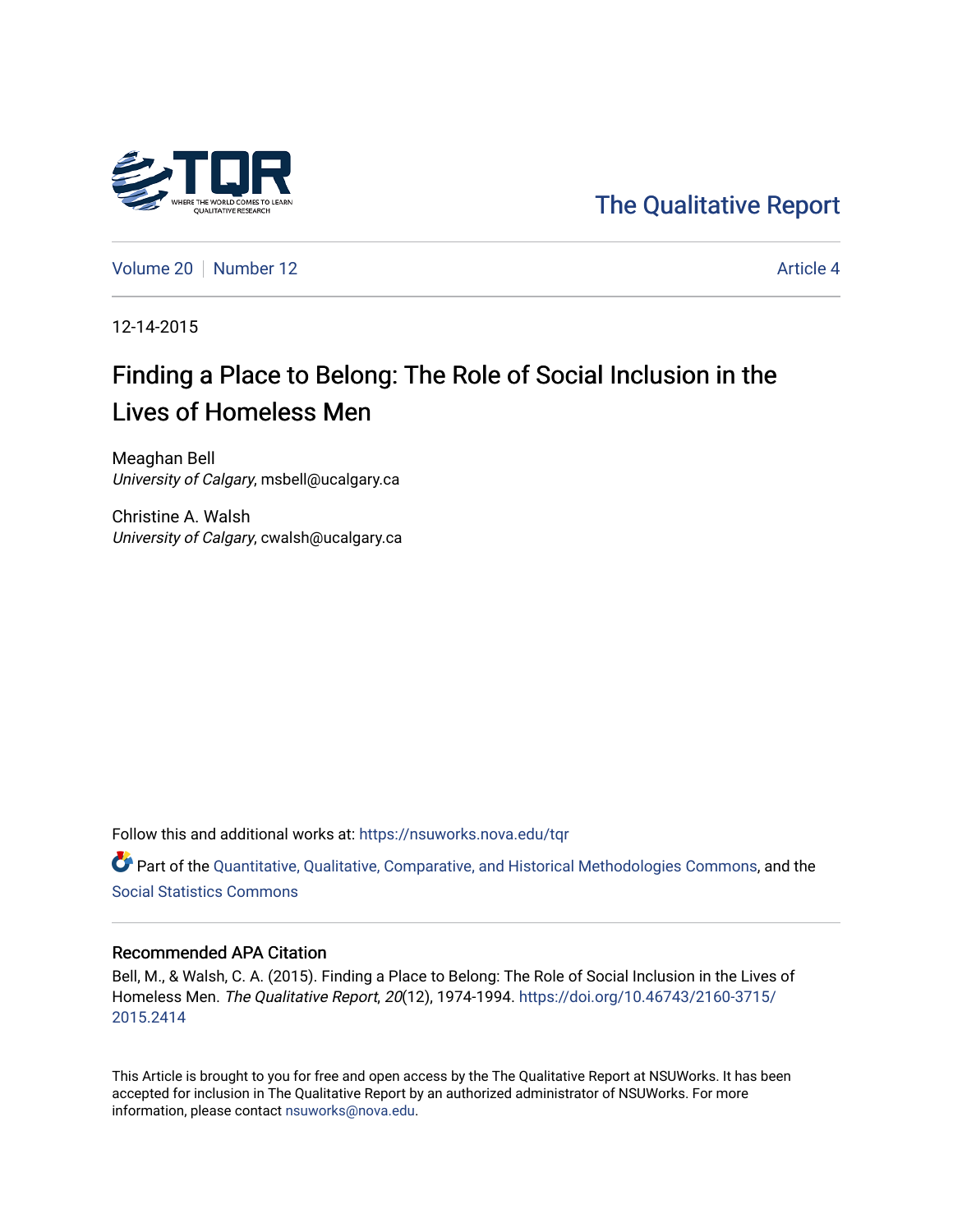The Qualitative Report

Volume 20 | Number 12 | Article 4

12-14-2015

# Finding a Place to Belong: The Role of Social Inclusion in the Lives of Homeless Men

Meaghan Bell
*University of Calgary*, msbell@ucalgary.ca

Christine A. Walsh
*University of Calgary*, cwalsh@ucalgary.ca

Follow this and additional works at: https://nsuworks.nova.edu/tqr

Part of the Quantitative, Qualitative, Comparative, and Historical Methodologies Commons, and the Social Statistics Commons

## Recommended APA Citation

Bell, M., & Walsh, C. A. (2015). Finding a Place to Belong: The Role of Social Inclusion in the Lives of Homeless Men. *The Qualitative Report*, *20*(12), 1974-1994. https://doi.org/10.46743/2160-3715/2015.2414

This Article is brought to you for free and open access by the The Qualitative Report at NSUWorks. It has been accepted for inclusion in The Qualitative Report by an authorized administrator of NSUWorks. For more information, please contact nsuworks@nova.edu.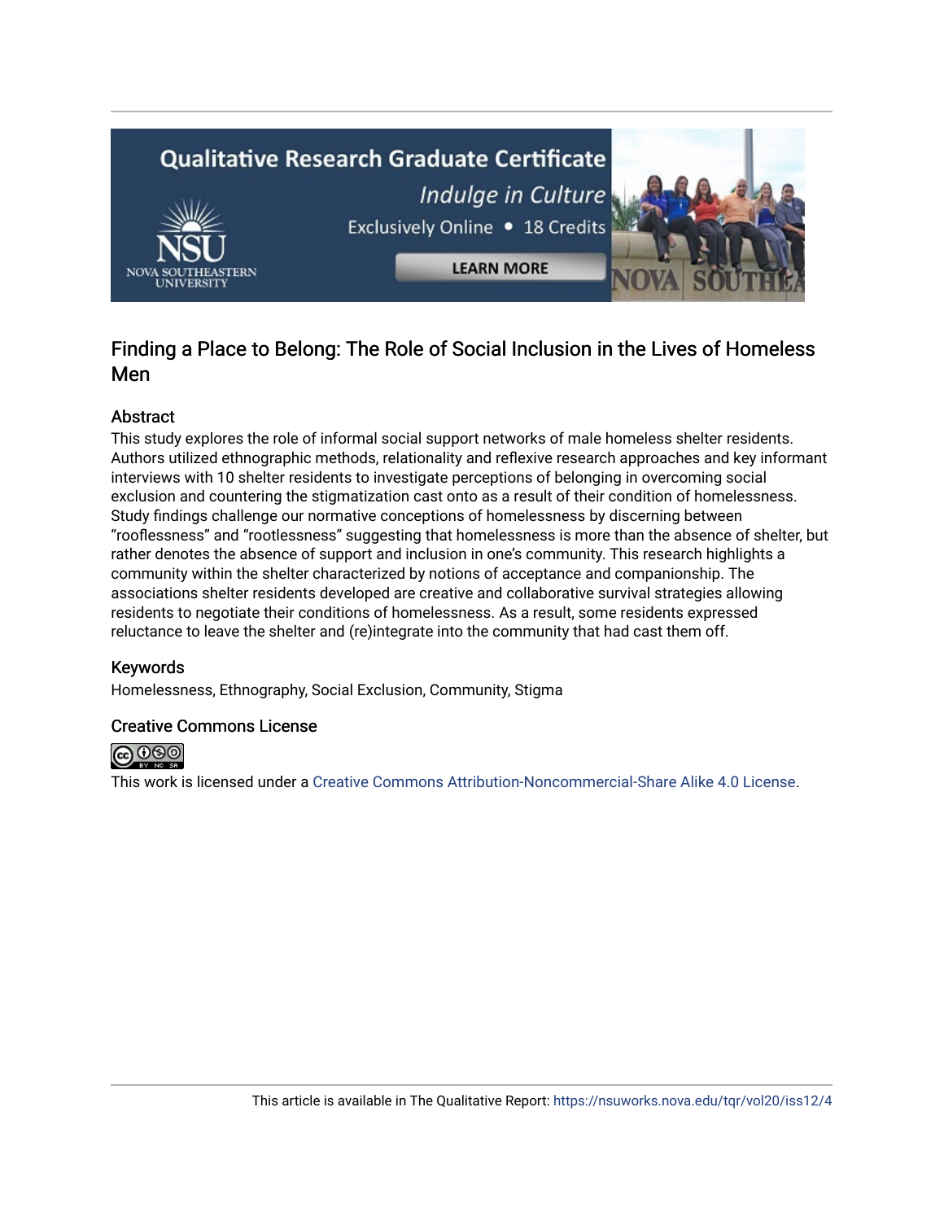# Finding a Place to Belong: The Role of Social Inclusion in the Lives of Homeless Men

## Abstract

This study explores the role of informal social support networks of male homeless shelter residents. Authors utilized ethnographic methods, relationality and reflexive research approaches and key informant interviews with 10 shelter residents to investigate perceptions of belonging in overcoming social exclusion and countering the stigmatization cast onto as a result of their condition of homelessness. Study findings challenge our normative conceptions of homelessness by discerning between "rooflessness" and "rootlessness" suggesting that homelessness is more than the absence of shelter, but rather denotes the absence of support and inclusion in one's community. This research highlights a community within the shelter characterized by notions of acceptance and companionship. The associations shelter residents developed are creative and collaborative survival strategies allowing residents to negotiate their conditions of homelessness. As a result, some residents expressed reluctance to leave the shelter and (re)integrate into the community that had cast them off.

## Keywords

Homelessness, Ethnography, Social Exclusion, Community, Stigma

## Creative Commons License

This work is licensed under a Creative Commons Attribution-Noncommercial-Share Alike 4.0 License.

This article is available in The Qualitative Report: https://nsuworks.nova.edu/tqr/vol20/iss12/4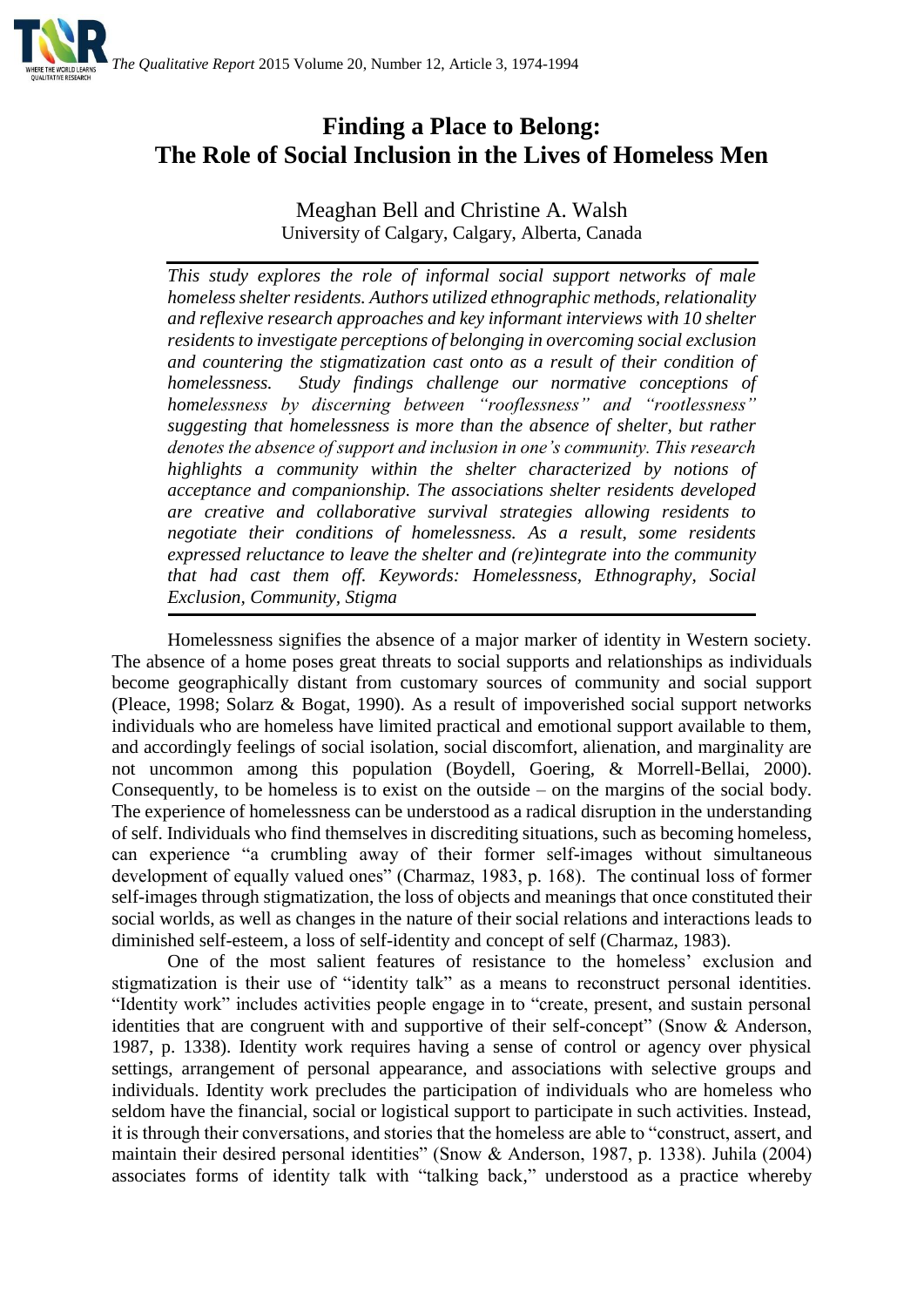# Finding a Place to Belong: The Role of Social Inclusion in the Lives of Homeless Men

Meaghan Bell and Christine A. Walsh
University of Calgary, Calgary, Alberta, Canada

*This study explores the role of informal social support networks of male homeless shelter residents. Authors utilized ethnographic methods, relationality and reflexive research approaches and key informant interviews with 10 shelter residents to investigate perceptions of belonging in overcoming social exclusion and countering the stigmatization cast onto as a result of their condition of homelessness. Study findings challenge our normative conceptions of homelessness by discerning between "rooflessness" and "rootlessness" suggesting that homelessness is more than the absence of shelter, but rather denotes the absence of support and inclusion in one's community. This research highlights a community within the shelter characterized by notions of acceptance and companionship. The associations shelter residents developed are creative and collaborative survival strategies allowing residents to negotiate their conditions of homelessness. As a result, some residents expressed reluctance to leave the shelter and (re)integrate into the community that had cast them off. Keywords: Homelessness, Ethnography, Social Exclusion, Community, Stigma*

Homelessness signifies the absence of a major marker of identity in Western society. The absence of a home poses great threats to social supports and relationships as individuals become geographically distant from customary sources of community and social support (Pleace, 1998; Solarz & Bogat, 1990). As a result of impoverished social support networks individuals who are homeless have limited practical and emotional support available to them, and accordingly feelings of social isolation, social discomfort, alienation, and marginality are not uncommon among this population (Boydell, Goering, & Morrell-Bellai, 2000). Consequently, to be homeless is to exist on the outside – on the margins of the social body. The experience of homelessness can be understood as a radical disruption in the understanding of self. Individuals who find themselves in discrediting situations, such as becoming homeless, can experience "a crumbling away of their former self-images without simultaneous development of equally valued ones" (Charmaz, 1983, p. 168). The continual loss of former self-images through stigmatization, the loss of objects and meanings that once constituted their social worlds, as well as changes in the nature of their social relations and interactions leads to diminished self-esteem, a loss of self-identity and concept of self (Charmaz, 1983).

One of the most salient features of resistance to the homeless' exclusion and stigmatization is their use of "identity talk" as a means to reconstruct personal identities. "Identity work" includes activities people engage in to "create, present, and sustain personal identities that are congruent with and supportive of their self-concept" (Snow & Anderson, 1987, p. 1338). Identity work requires having a sense of control or agency over physical settings, arrangement of personal appearance, and associations with selective groups and individuals. Identity work precludes the participation of individuals who are homeless who seldom have the financial, social or logistical support to participate in such activities. Instead, it is through their conversations, and stories that the homeless are able to "construct, assert, and maintain their desired personal identities" (Snow & Anderson, 1987, p. 1338). Juhila (2004) associates forms of identity talk with "talking back," understood as a practice whereby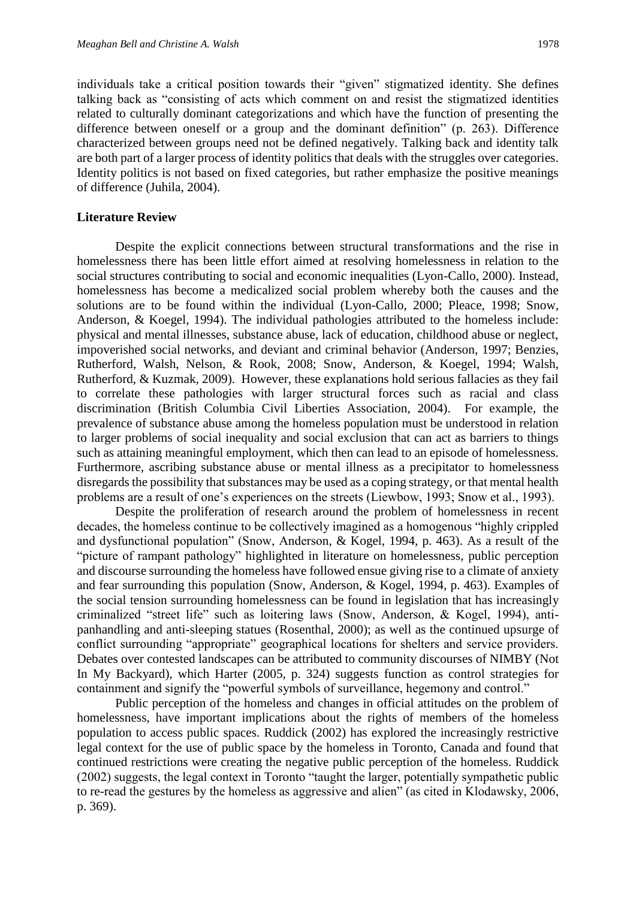individuals take a critical position towards their "given" stigmatized identity. She defines talking back as "consisting of acts which comment on and resist the stigmatized identities related to culturally dominant categorizations and which have the function of presenting the difference between oneself or a group and the dominant definition" (p. 263). Difference characterized between groups need not be defined negatively. Talking back and identity talk are both part of a larger process of identity politics that deals with the struggles over categories. Identity politics is not based on fixed categories, but rather emphasize the positive meanings of difference (Juhila, 2004).

## Literature Review

Despite the explicit connections between structural transformations and the rise in homelessness there has been little effort aimed at resolving homelessness in relation to the social structures contributing to social and economic inequalities (Lyon-Callo, 2000). Instead, homelessness has become a medicalized social problem whereby both the causes and the solutions are to be found within the individual (Lyon-Callo, 2000; Pleace, 1998; Snow, Anderson, & Koegel, 1994). The individual pathologies attributed to the homeless include: physical and mental illnesses, substance abuse, lack of education, childhood abuse or neglect, impoverished social networks, and deviant and criminal behavior (Anderson, 1997; Benzies, Rutherford, Walsh, Nelson, & Rook, 2008; Snow, Anderson, & Koegel, 1994; Walsh, Rutherford, & Kuzmak, 2009). However, these explanations hold serious fallacies as they fail to correlate these pathologies with larger structural forces such as racial and class discrimination (British Columbia Civil Liberties Association, 2004). For example, the prevalence of substance abuse among the homeless population must be understood in relation to larger problems of social inequality and social exclusion that can act as barriers to things such as attaining meaningful employment, which then can lead to an episode of homelessness. Furthermore, ascribing substance abuse or mental illness as a precipitator to homelessness disregards the possibility that substances may be used as a coping strategy, or that mental health problems are a result of one's experiences on the streets (Liewbow, 1993; Snow et al., 1993).

Despite the proliferation of research around the problem of homelessness in recent decades, the homeless continue to be collectively imagined as a homogenous "highly crippled and dysfunctional population" (Snow, Anderson, & Kogel, 1994, p. 463). As a result of the "picture of rampant pathology" highlighted in literature on homelessness, public perception and discourse surrounding the homeless have followed ensue giving rise to a climate of anxiety and fear surrounding this population (Snow, Anderson, & Kogel, 1994, p. 463). Examples of the social tension surrounding homelessness can be found in legislation that has increasingly criminalized "street life" such as loitering laws (Snow, Anderson, & Kogel, 1994), anti-panhandling and anti-sleeping statues (Rosenthal, 2000); as well as the continued upsurge of conflict surrounding "appropriate" geographical locations for shelters and service providers. Debates over contested landscapes can be attributed to community discourses of NIMBY (Not In My Backyard), which Harter (2005, p. 324) suggests function as control strategies for containment and signify the "powerful symbols of surveillance, hegemony and control."

Public perception of the homeless and changes in official attitudes on the problem of homelessness, have important implications about the rights of members of the homeless population to access public spaces. Ruddick (2002) has explored the increasingly restrictive legal context for the use of public space by the homeless in Toronto, Canada and found that continued restrictions were creating the negative public perception of the homeless. Ruddick (2002) suggests, the legal context in Toronto "taught the larger, potentially sympathetic public to re-read the gestures by the homeless as aggressive and alien" (as cited in Klodawsky, 2006, p. 369).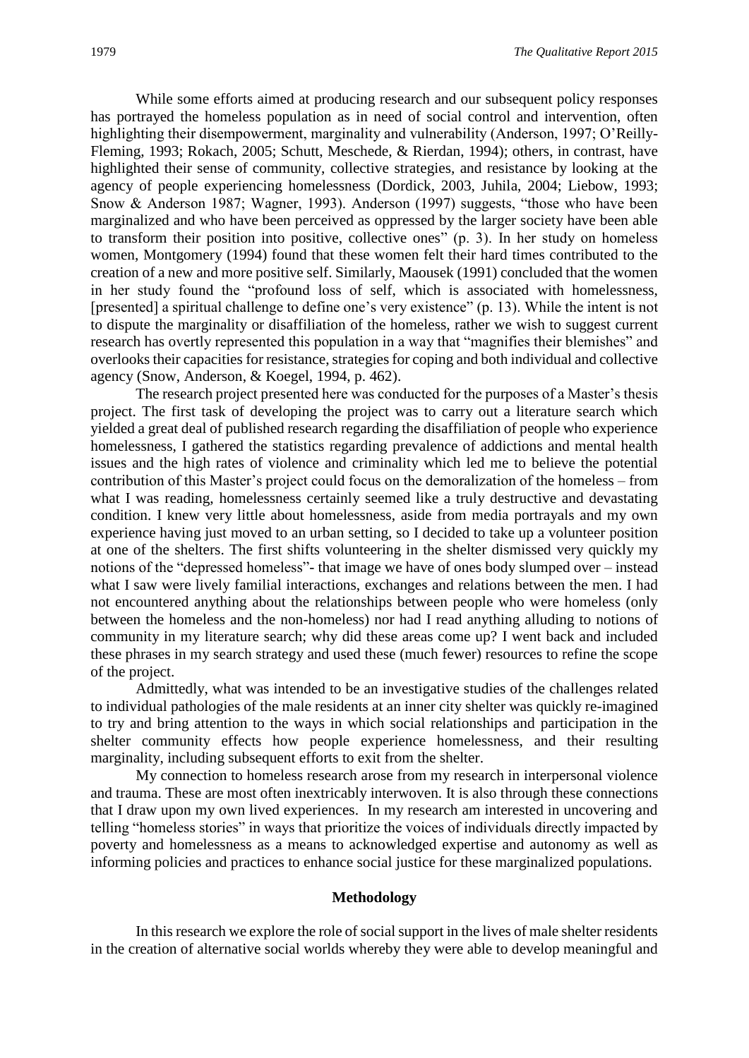While some efforts aimed at producing research and our subsequent policy responses has portrayed the homeless population as in need of social control and intervention, often highlighting their disempowerment, marginality and vulnerability (Anderson, 1997; O'Reilly-Fleming, 1993; Rokach, 2005; Schutt, Meschede, & Rierdan, 1994); others, in contrast, have highlighted their sense of community, collective strategies, and resistance by looking at the agency of people experiencing homelessness (Dordick, 2003, Juhila, 2004; Liebow, 1993; Snow & Anderson 1987; Wagner, 1993). Anderson (1997) suggests, "those who have been marginalized and who have been perceived as oppressed by the larger society have been able to transform their position into positive, collective ones" (p. 3). In her study on homeless women, Montgomery (1994) found that these women felt their hard times contributed to the creation of a new and more positive self. Similarly, Maousek (1991) concluded that the women in her study found the "profound loss of self, which is associated with homelessness, [presented] a spiritual challenge to define one's very existence" (p. 13). While the intent is not to dispute the marginality or disaffiliation of the homeless, rather we wish to suggest current research has overtly represented this population in a way that "magnifies their blemishes" and overlooks their capacities for resistance, strategies for coping and both individual and collective agency (Snow, Anderson, & Koegel, 1994, p. 462).

The research project presented here was conducted for the purposes of a Master's thesis project. The first task of developing the project was to carry out a literature search which yielded a great deal of published research regarding the disaffiliation of people who experience homelessness, I gathered the statistics regarding prevalence of addictions and mental health issues and the high rates of violence and criminality which led me to believe the potential contribution of this Master's project could focus on the demoralization of the homeless – from what I was reading, homelessness certainly seemed like a truly destructive and devastating condition. I knew very little about homelessness, aside from media portrayals and my own experience having just moved to an urban setting, so I decided to take up a volunteer position at one of the shelters. The first shifts volunteering in the shelter dismissed very quickly my notions of the "depressed homeless"- that image we have of ones body slumped over – instead what I saw were lively familial interactions, exchanges and relations between the men. I had not encountered anything about the relationships between people who were homeless (only between the homeless and the non-homeless) nor had I read anything alluding to notions of community in my literature search; why did these areas come up? I went back and included these phrases in my search strategy and used these (much fewer) resources to refine the scope of the project.

Admittedly, what was intended to be an investigative studies of the challenges related to individual pathologies of the male residents at an inner city shelter was quickly re-imagined to try and bring attention to the ways in which social relationships and participation in the shelter community effects how people experience homelessness, and their resulting marginality, including subsequent efforts to exit from the shelter.

My connection to homeless research arose from my research in interpersonal violence and trauma. These are most often inextricably interwoven. It is also through these connections that I draw upon my own lived experiences. In my research am interested in uncovering and telling "homeless stories" in ways that prioritize the voices of individuals directly impacted by poverty and homelessness as a means to acknowledged expertise and autonomy as well as informing policies and practices to enhance social justice for these marginalized populations.

## Methodology

In this research we explore the role of social support in the lives of male shelter residents in the creation of alternative social worlds whereby they were able to develop meaningful and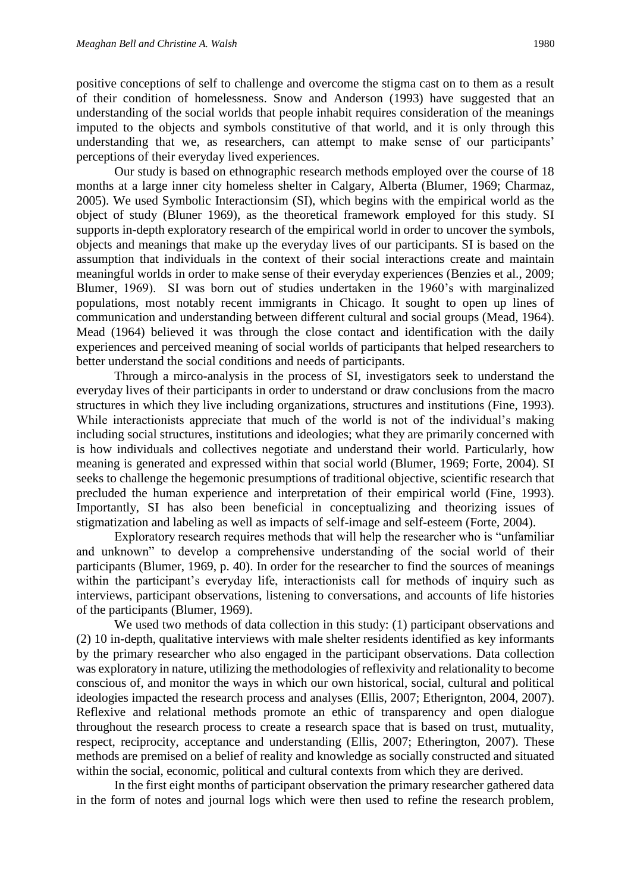positive conceptions of self to challenge and overcome the stigma cast on to them as a result of their condition of homelessness. Snow and Anderson (1993) have suggested that an understanding of the social worlds that people inhabit requires consideration of the meanings imputed to the objects and symbols constitutive of that world, and it is only through this understanding that we, as researchers, can attempt to make sense of our participants' perceptions of their everyday lived experiences.

Our study is based on ethnographic research methods employed over the course of 18 months at a large inner city homeless shelter in Calgary, Alberta (Blumer, 1969; Charmaz, 2005). We used Symbolic Interactionsim (SI), which begins with the empirical world as the object of study (Bluner 1969), as the theoretical framework employed for this study. SI supports in-depth exploratory research of the empirical world in order to uncover the symbols, objects and meanings that make up the everyday lives of our participants. SI is based on the assumption that individuals in the context of their social interactions create and maintain meaningful worlds in order to make sense of their everyday experiences (Benzies et al., 2009; Blumer, 1969). SI was born out of studies undertaken in the 1960's with marginalized populations, most notably recent immigrants in Chicago. It sought to open up lines of communication and understanding between different cultural and social groups (Mead, 1964). Mead (1964) believed it was through the close contact and identification with the daily experiences and perceived meaning of social worlds of participants that helped researchers to better understand the social conditions and needs of participants.

Through a mirco-analysis in the process of SI, investigators seek to understand the everyday lives of their participants in order to understand or draw conclusions from the macro structures in which they live including organizations, structures and institutions (Fine, 1993). While interactionists appreciate that much of the world is not of the individual's making including social structures, institutions and ideologies; what they are primarily concerned with is how individuals and collectives negotiate and understand their world. Particularly, how meaning is generated and expressed within that social world (Blumer, 1969; Forte, 2004). SI seeks to challenge the hegemonic presumptions of traditional objective, scientific research that precluded the human experience and interpretation of their empirical world (Fine, 1993). Importantly, SI has also been beneficial in conceptualizing and theorizing issues of stigmatization and labeling as well as impacts of self-image and self-esteem (Forte, 2004).

Exploratory research requires methods that will help the researcher who is "unfamiliar and unknown" to develop a comprehensive understanding of the social world of their participants (Blumer, 1969, p. 40). In order for the researcher to find the sources of meanings within the participant's everyday life, interactionists call for methods of inquiry such as interviews, participant observations, listening to conversations, and accounts of life histories of the participants (Blumer, 1969).

We used two methods of data collection in this study: (1) participant observations and (2) 10 in-depth, qualitative interviews with male shelter residents identified as key informants by the primary researcher who also engaged in the participant observations. Data collection was exploratory in nature, utilizing the methodologies of reflexivity and relationality to become conscious of, and monitor the ways in which our own historical, social, cultural and political ideologies impacted the research process and analyses (Ellis, 2007; Etherignton, 2004, 2007). Reflexive and relational methods promote an ethic of transparency and open dialogue throughout the research process to create a research space that is based on trust, mutuality, respect, reciprocity, acceptance and understanding (Ellis, 2007; Etherington, 2007). These methods are premised on a belief of reality and knowledge as socially constructed and situated within the social, economic, political and cultural contexts from which they are derived.

In the first eight months of participant observation the primary researcher gathered data in the form of notes and journal logs which were then used to refine the research problem,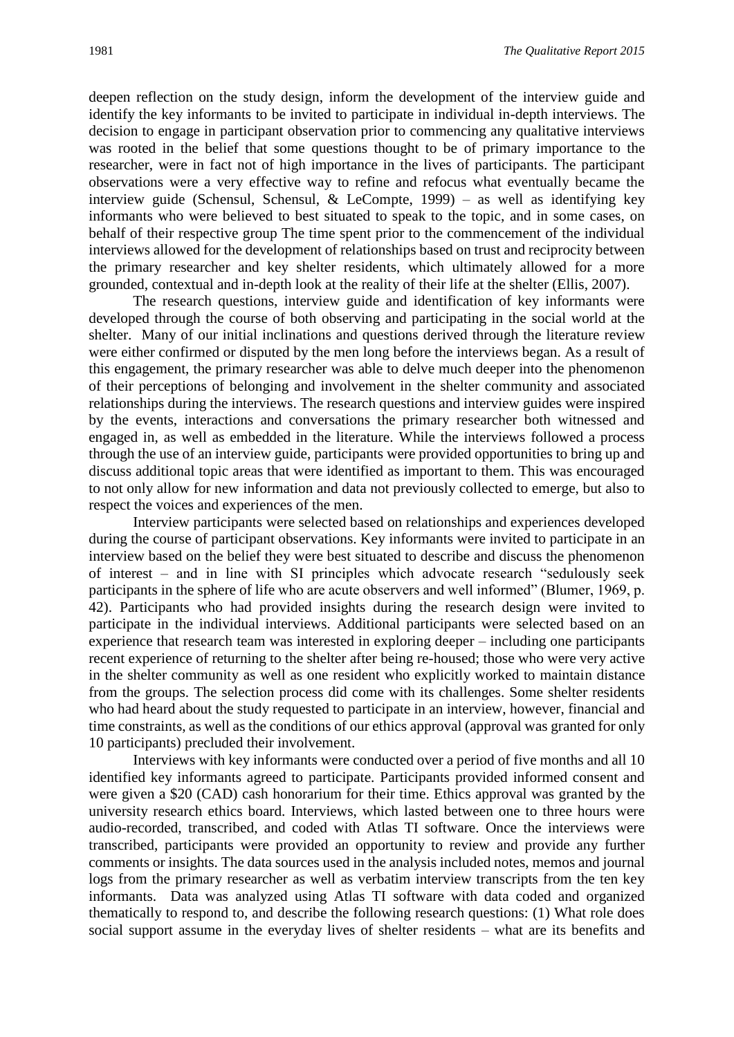deepen reflection on the study design, inform the development of the interview guide and identify the key informants to be invited to participate in individual in-depth interviews. The decision to engage in participant observation prior to commencing any qualitative interviews was rooted in the belief that some questions thought to be of primary importance to the researcher, were in fact not of high importance in the lives of participants. The participant observations were a very effective way to refine and refocus what eventually became the interview guide (Schensul, Schensul, & LeCompte, 1999) – as well as identifying key informants who were believed to best situated to speak to the topic, and in some cases, on behalf of their respective group The time spent prior to the commencement of the individual interviews allowed for the development of relationships based on trust and reciprocity between the primary researcher and key shelter residents, which ultimately allowed for a more grounded, contextual and in-depth look at the reality of their life at the shelter (Ellis, 2007).

The research questions, interview guide and identification of key informants were developed through the course of both observing and participating in the social world at the shelter. Many of our initial inclinations and questions derived through the literature review were either confirmed or disputed by the men long before the interviews began. As a result of this engagement, the primary researcher was able to delve much deeper into the phenomenon of their perceptions of belonging and involvement in the shelter community and associated relationships during the interviews. The research questions and interview guides were inspired by the events, interactions and conversations the primary researcher both witnessed and engaged in, as well as embedded in the literature. While the interviews followed a process through the use of an interview guide, participants were provided opportunities to bring up and discuss additional topic areas that were identified as important to them. This was encouraged to not only allow for new information and data not previously collected to emerge, but also to respect the voices and experiences of the men.

Interview participants were selected based on relationships and experiences developed during the course of participant observations. Key informants were invited to participate in an interview based on the belief they were best situated to describe and discuss the phenomenon of interest – and in line with SI principles which advocate research "sedulously seek participants in the sphere of life who are acute observers and well informed" (Blumer, 1969, p. 42). Participants who had provided insights during the research design were invited to participate in the individual interviews. Additional participants were selected based on an experience that research team was interested in exploring deeper – including one participants recent experience of returning to the shelter after being re-housed; those who were very active in the shelter community as well as one resident who explicitly worked to maintain distance from the groups. The selection process did come with its challenges. Some shelter residents who had heard about the study requested to participate in an interview, however, financial and time constraints, as well as the conditions of our ethics approval (approval was granted for only 10 participants) precluded their involvement.

Interviews with key informants were conducted over a period of five months and all 10 identified key informants agreed to participate. Participants provided informed consent and were given a $20 (CAD) cash honorarium for their time. Ethics approval was granted by the university research ethics board. Interviews, which lasted between one to three hours were audio-recorded, transcribed, and coded with Atlas TI software. Once the interviews were transcribed, participants were provided an opportunity to review and provide any further comments or insights. The data sources used in the analysis included notes, memos and journal logs from the primary researcher as well as verbatim interview transcripts from the ten key informants. Data was analyzed using Atlas TI software with data coded and organized thematically to respond to, and describe the following research questions: (1) What role does social support assume in the everyday lives of shelter residents – what are its benefits and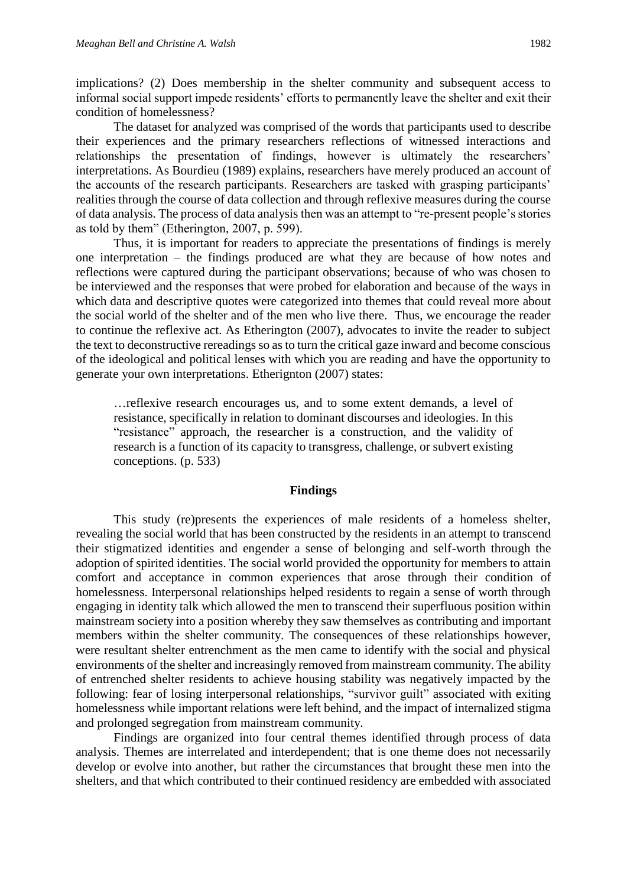implications? (2) Does membership in the shelter community and subsequent access to informal social support impede residents' efforts to permanently leave the shelter and exit their condition of homelessness?

The dataset for analyzed was comprised of the words that participants used to describe their experiences and the primary researchers reflections of witnessed interactions and relationships the presentation of findings, however is ultimately the researchers' interpretations. As Bourdieu (1989) explains, researchers have merely produced an account of the accounts of the research participants. Researchers are tasked with grasping participants' realities through the course of data collection and through reflexive measures during the course of data analysis. The process of data analysis then was an attempt to "re-present people's stories as told by them" (Etherington, 2007, p. 599).

Thus, it is important for readers to appreciate the presentations of findings is merely one interpretation – the findings produced are what they are because of how notes and reflections were captured during the participant observations; because of who was chosen to be interviewed and the responses that were probed for elaboration and because of the ways in which data and descriptive quotes were categorized into themes that could reveal more about the social world of the shelter and of the men who live there. Thus, we encourage the reader to continue the reflexive act. As Etherington (2007), advocates to invite the reader to subject the text to deconstructive rereadings so as to turn the critical gaze inward and become conscious of the ideological and political lenses with which you are reading and have the opportunity to generate your own interpretations. Etherignton (2007) states:

> …reflexive research encourages us, and to some extent demands, a level of resistance, specifically in relation to dominant discourses and ideologies. In this "resistance" approach, the researcher is a construction, and the validity of research is a function of its capacity to transgress, challenge, or subvert existing conceptions. (p. 533)

## Findings

This study (re)presents the experiences of male residents of a homeless shelter, revealing the social world that has been constructed by the residents in an attempt to transcend their stigmatized identities and engender a sense of belonging and self-worth through the adoption of spirited identities. The social world provided the opportunity for members to attain comfort and acceptance in common experiences that arose through their condition of homelessness. Interpersonal relationships helped residents to regain a sense of worth through engaging in identity talk which allowed the men to transcend their superfluous position within mainstream society into a position whereby they saw themselves as contributing and important members within the shelter community. The consequences of these relationships however, were resultant shelter entrenchment as the men came to identify with the social and physical environments of the shelter and increasingly removed from mainstream community. The ability of entrenched shelter residents to achieve housing stability was negatively impacted by the following: fear of losing interpersonal relationships, "survivor guilt" associated with exiting homelessness while important relations were left behind, and the impact of internalized stigma and prolonged segregation from mainstream community.

Findings are organized into four central themes identified through process of data analysis. Themes are interrelated and interdependent; that is one theme does not necessarily develop or evolve into another, but rather the circumstances that brought these men into the shelters, and that which contributed to their continued residency are embedded with associated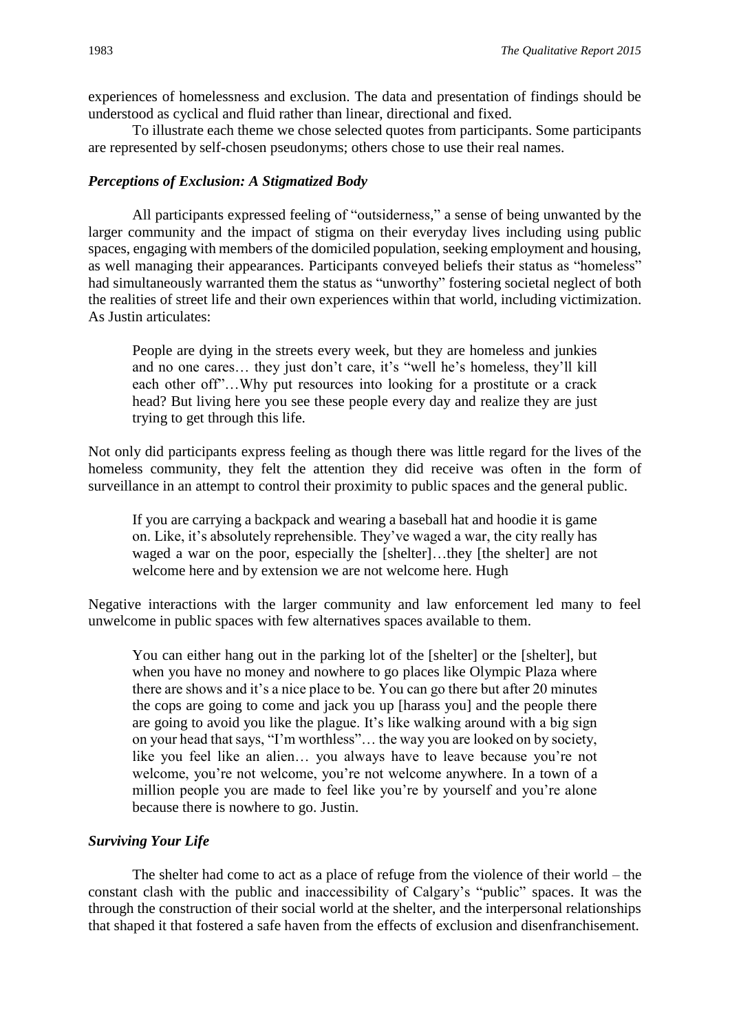experiences of homelessness and exclusion. The data and presentation of findings should be understood as cyclical and fluid rather than linear, directional and fixed.

To illustrate each theme we chose selected quotes from participants. Some participants are represented by self-chosen pseudonyms; others chose to use their real names.

### *Perceptions of Exclusion: A Stigmatized Body*

All participants expressed feeling of "outsiderness," a sense of being unwanted by the larger community and the impact of stigma on their everyday lives including using public spaces, engaging with members of the domiciled population, seeking employment and housing, as well managing their appearances. Participants conveyed beliefs their status as "homeless" had simultaneously warranted them the status as "unworthy" fostering societal neglect of both the realities of street life and their own experiences within that world, including victimization. As Justin articulates:

> People are dying in the streets every week, but they are homeless and junkies and no one cares… they just don't care, it's "well he's homeless, they'll kill each other off"…Why put resources into looking for a prostitute or a crack head? But living here you see these people every day and realize they are just trying to get through this life.

Not only did participants express feeling as though there was little regard for the lives of the homeless community, they felt the attention they did receive was often in the form of surveillance in an attempt to control their proximity to public spaces and the general public.

> If you are carrying a backpack and wearing a baseball hat and hoodie it is game on. Like, it's absolutely reprehensible. They've waged a war, the city really has waged a war on the poor, especially the [shelter]…they [the shelter] are not welcome here and by extension we are not welcome here. Hugh

Negative interactions with the larger community and law enforcement led many to feel unwelcome in public spaces with few alternatives spaces available to them.

> You can either hang out in the parking lot of the [shelter] or the [shelter], but when you have no money and nowhere to go places like Olympic Plaza where there are shows and it's a nice place to be. You can go there but after 20 minutes the cops are going to come and jack you up [harass you] and the people there are going to avoid you like the plague. It's like walking around with a big sign on your head that says, "I'm worthless"… the way you are looked on by society, like you feel like an alien… you always have to leave because you're not welcome, you're not welcome, you're not welcome anywhere. In a town of a million people you are made to feel like you're by yourself and you're alone because there is nowhere to go. Justin.

### *Surviving Your Life*

The shelter had come to act as a place of refuge from the violence of their world – the constant clash with the public and inaccessibility of Calgary's "public" spaces. It was the through the construction of their social world at the shelter, and the interpersonal relationships that shaped it that fostered a safe haven from the effects of exclusion and disenfranchisement.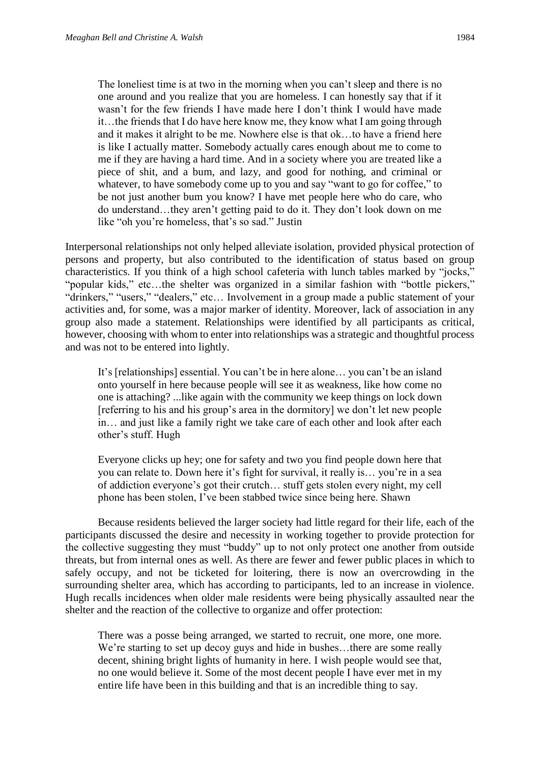> The loneliest time is at two in the morning when you can't sleep and there is no one around and you realize that you are homeless. I can honestly say that if it wasn't for the few friends I have made here I don't think I would have made it…the friends that I do have here know me, they know what I am going through and it makes it alright to be me. Nowhere else is that ok…to have a friend here is like I actually matter. Somebody actually cares enough about me to come to me if they are having a hard time. And in a society where you are treated like a piece of shit, and a bum, and lazy, and good for nothing, and criminal or whatever, to have somebody come up to you and say "want to go for coffee," to be not just another bum you know? I have met people here who do care, who do understand…they aren't getting paid to do it. They don't look down on me like "oh you're homeless, that's so sad." Justin

Interpersonal relationships not only helped alleviate isolation, provided physical protection of persons and property, but also contributed to the identification of status based on group characteristics. If you think of a high school cafeteria with lunch tables marked by "jocks," "popular kids," etc…the shelter was organized in a similar fashion with "bottle pickers," "drinkers," "users," "dealers," etc… Involvement in a group made a public statement of your activities and, for some, was a major marker of identity. Moreover, lack of association in any group also made a statement. Relationships were identified by all participants as critical, however, choosing with whom to enter into relationships was a strategic and thoughtful process and was not to be entered into lightly.

> It's [relationships] essential. You can't be in here alone… you can't be an island onto yourself in here because people will see it as weakness, like how come no one is attaching? ...like again with the community we keep things on lock down [referring to his and his group's area in the dormitory] we don't let new people in… and just like a family right we take care of each other and look after each other's stuff. Hugh

> Everyone clicks up hey; one for safety and two you find people down here that you can relate to. Down here it's fight for survival, it really is… you're in a sea of addiction everyone's got their crutch… stuff gets stolen every night, my cell phone has been stolen, I've been stabbed twice since being here. Shawn

Because residents believed the larger society had little regard for their life, each of the participants discussed the desire and necessity in working together to provide protection for the collective suggesting they must "buddy" up to not only protect one another from outside threats, but from internal ones as well. As there are fewer and fewer public places in which to safely occupy, and not be ticketed for loitering, there is now an overcrowding in the surrounding shelter area, which has according to participants, led to an increase in violence. Hugh recalls incidences when older male residents were being physically assaulted near the shelter and the reaction of the collective to organize and offer protection:

> There was a posse being arranged, we started to recruit, one more, one more. We're starting to set up decoy guys and hide in bushes…there are some really decent, shining bright lights of humanity in here. I wish people would see that, no one would believe it. Some of the most decent people I have ever met in my entire life have been in this building and that is an incredible thing to say.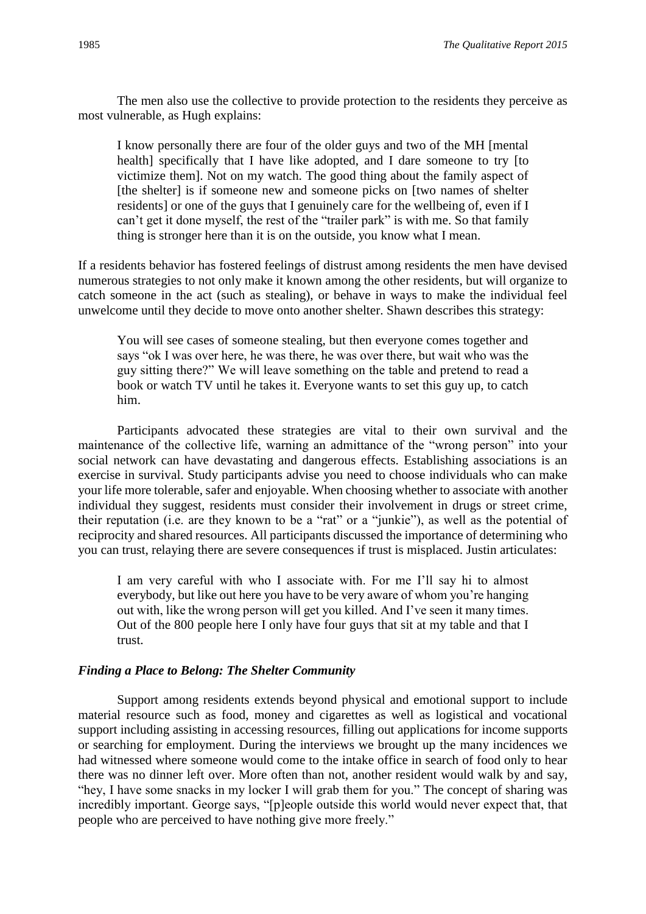The men also use the collective to provide protection to the residents they perceive as most vulnerable, as Hugh explains:

> I know personally there are four of the older guys and two of the MH [mental health] specifically that I have like adopted, and I dare someone to try [to victimize them]. Not on my watch. The good thing about the family aspect of [the shelter] is if someone new and someone picks on [two names of shelter residents] or one of the guys that I genuinely care for the wellbeing of, even if I can't get it done myself, the rest of the "trailer park" is with me. So that family thing is stronger here than it is on the outside, you know what I mean.

If a residents behavior has fostered feelings of distrust among residents the men have devised numerous strategies to not only make it known among the other residents, but will organize to catch someone in the act (such as stealing), or behave in ways to make the individual feel unwelcome until they decide to move onto another shelter. Shawn describes this strategy:

> You will see cases of someone stealing, but then everyone comes together and says "ok I was over here, he was there, he was over there, but wait who was the guy sitting there?" We will leave something on the table and pretend to read a book or watch TV until he takes it. Everyone wants to set this guy up, to catch him.

Participants advocated these strategies are vital to their own survival and the maintenance of the collective life, warning an admittance of the "wrong person" into your social network can have devastating and dangerous effects. Establishing associations is an exercise in survival. Study participants advise you need to choose individuals who can make your life more tolerable, safer and enjoyable. When choosing whether to associate with another individual they suggest, residents must consider their involvement in drugs or street crime, their reputation (i.e. are they known to be a "rat" or a "junkie"), as well as the potential of reciprocity and shared resources. All participants discussed the importance of determining who you can trust, relaying there are severe consequences if trust is misplaced. Justin articulates:

> I am very careful with who I associate with. For me I'll say hi to almost everybody, but like out here you have to be very aware of whom you're hanging out with, like the wrong person will get you killed. And I've seen it many times. Out of the 800 people here I only have four guys that sit at my table and that I trust.

### *Finding a Place to Belong: The Shelter Community*

Support among residents extends beyond physical and emotional support to include material resource such as food, money and cigarettes as well as logistical and vocational support including assisting in accessing resources, filling out applications for income supports or searching for employment. During the interviews we brought up the many incidences we had witnessed where someone would come to the intake office in search of food only to hear there was no dinner left over. More often than not, another resident would walk by and say, "hey, I have some snacks in my locker I will grab them for you." The concept of sharing was incredibly important. George says, "[p]eople outside this world would never expect that, that people who are perceived to have nothing give more freely."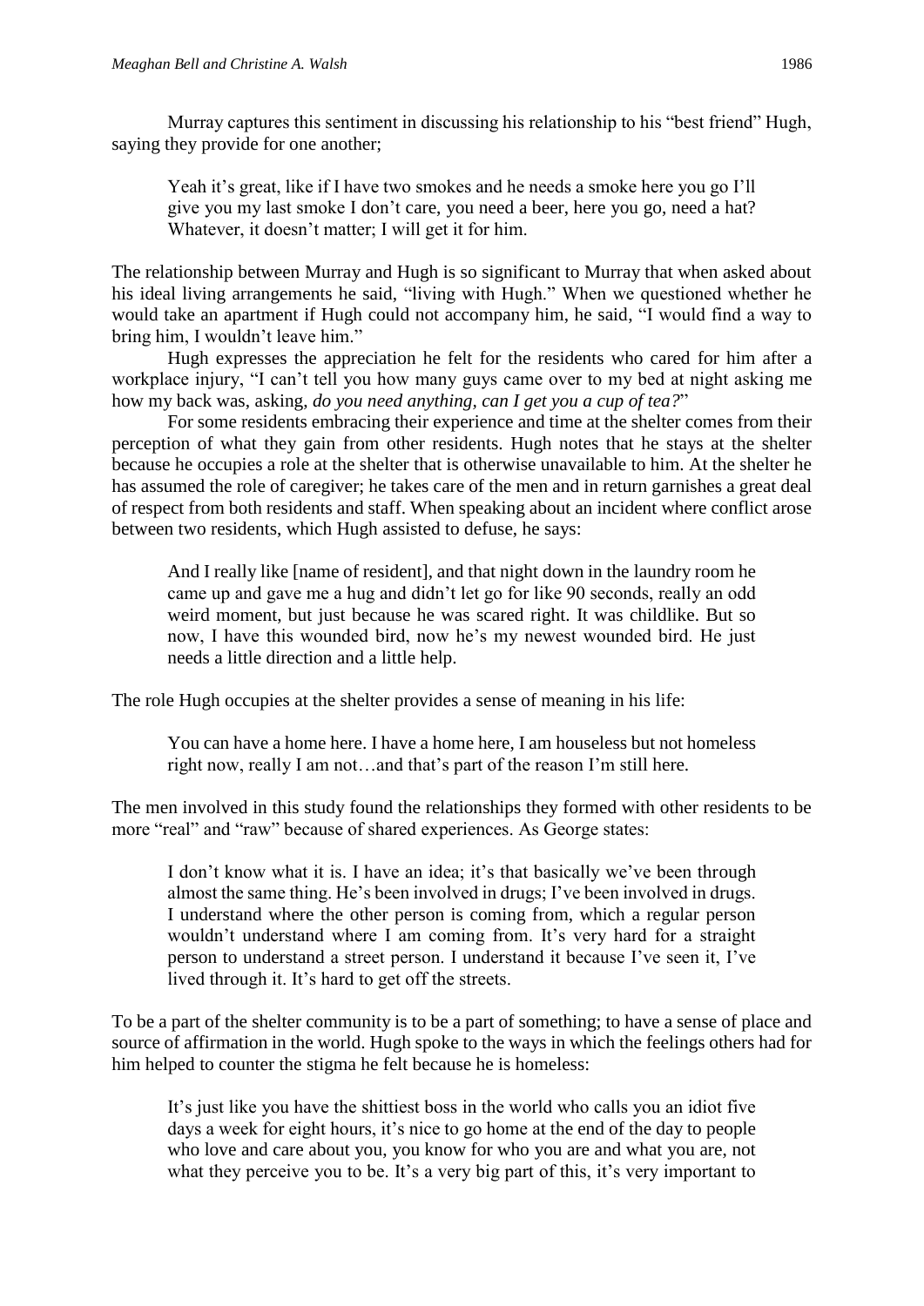Murray captures this sentiment in discussing his relationship to his "best friend" Hugh, saying they provide for one another;

> Yeah it's great, like if I have two smokes and he needs a smoke here you go I'll give you my last smoke I don't care, you need a beer, here you go, need a hat? Whatever, it doesn't matter; I will get it for him.

The relationship between Murray and Hugh is so significant to Murray that when asked about his ideal living arrangements he said, "living with Hugh." When we questioned whether he would take an apartment if Hugh could not accompany him, he said, "I would find a way to bring him, I wouldn't leave him."

Hugh expresses the appreciation he felt for the residents who cared for him after a workplace injury, "I can't tell you how many guys came over to my bed at night asking me how my back was, asking, *do you need anything, can I get you a cup of tea?*"

For some residents embracing their experience and time at the shelter comes from their perception of what they gain from other residents. Hugh notes that he stays at the shelter because he occupies a role at the shelter that is otherwise unavailable to him. At the shelter he has assumed the role of caregiver; he takes care of the men and in return garnishes a great deal of respect from both residents and staff. When speaking about an incident where conflict arose between two residents, which Hugh assisted to defuse, he says:

> And I really like [name of resident], and that night down in the laundry room he came up and gave me a hug and didn't let go for like 90 seconds, really an odd weird moment, but just because he was scared right. It was childlike. But so now, I have this wounded bird, now he's my newest wounded bird. He just needs a little direction and a little help.

The role Hugh occupies at the shelter provides a sense of meaning in his life:

> You can have a home here. I have a home here, I am houseless but not homeless right now, really I am not…and that's part of the reason I'm still here.

The men involved in this study found the relationships they formed with other residents to be more "real" and "raw" because of shared experiences. As George states:

> I don't know what it is. I have an idea; it's that basically we've been through almost the same thing. He's been involved in drugs; I've been involved in drugs. I understand where the other person is coming from, which a regular person wouldn't understand where I am coming from. It's very hard for a straight person to understand a street person. I understand it because I've seen it, I've lived through it. It's hard to get off the streets.

To be a part of the shelter community is to be a part of something; to have a sense of place and source of affirmation in the world. Hugh spoke to the ways in which the feelings others had for him helped to counter the stigma he felt because he is homeless:

> It's just like you have the shittiest boss in the world who calls you an idiot five days a week for eight hours, it's nice to go home at the end of the day to people who love and care about you, you know for who you are and what you are, not what they perceive you to be. It's a very big part of this, it's very important to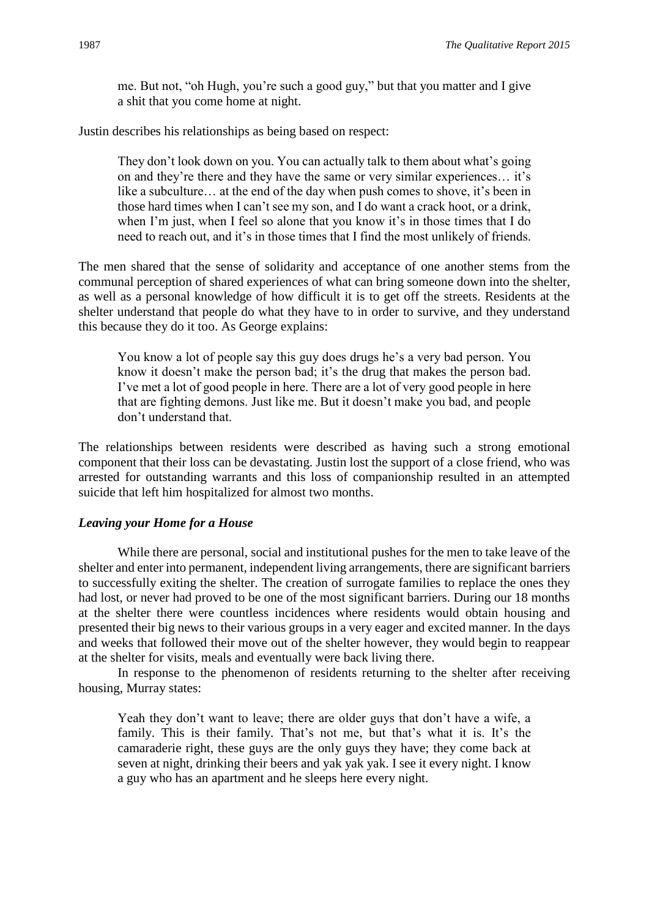me. But not, "oh Hugh, you're such a good guy," but that you matter and I give a shit that you come home at night.

Justin describes his relationships as being based on respect:

> They don't look down on you. You can actually talk to them about what's going on and they're there and they have the same or very similar experiences… it's like a subculture… at the end of the day when push comes to shove, it's been in those hard times when I can't see my son, and I do want a crack hoot, or a drink, when I'm just, when I feel so alone that you know it's in those times that I do need to reach out, and it's in those times that I find the most unlikely of friends.

The men shared that the sense of solidarity and acceptance of one another stems from the communal perception of shared experiences of what can bring someone down into the shelter, as well as a personal knowledge of how difficult it is to get off the streets. Residents at the shelter understand that people do what they have to in order to survive, and they understand this because they do it too. As George explains:

> You know a lot of people say this guy does drugs he's a very bad person. You know it doesn't make the person bad; it's the drug that makes the person bad. I've met a lot of good people in here. There are a lot of very good people in here that are fighting demons. Just like me. But it doesn't make you bad, and people don't understand that.

The relationships between residents were described as having such a strong emotional component that their loss can be devastating. Justin lost the support of a close friend, who was arrested for outstanding warrants and this loss of companionship resulted in an attempted suicide that left him hospitalized for almost two months.

### *Leaving your Home for a House*

While there are personal, social and institutional pushes for the men to take leave of the shelter and enter into permanent, independent living arrangements, there are significant barriers to successfully exiting the shelter. The creation of surrogate families to replace the ones they had lost, or never had proved to be one of the most significant barriers. During our 18 months at the shelter there were countless incidences where residents would obtain housing and presented their big news to their various groups in a very eager and excited manner. In the days and weeks that followed their move out of the shelter however, they would begin to reappear at the shelter for visits, meals and eventually were back living there.

In response to the phenomenon of residents returning to the shelter after receiving housing, Murray states:

> Yeah they don't want to leave; there are older guys that don't have a wife, a family. This is their family. That's not me, but that's what it is. It's the camaraderie right, these guys are the only guys they have; they come back at seven at night, drinking their beers and yak yak yak. I see it every night. I know a guy who has an apartment and he sleeps here every night.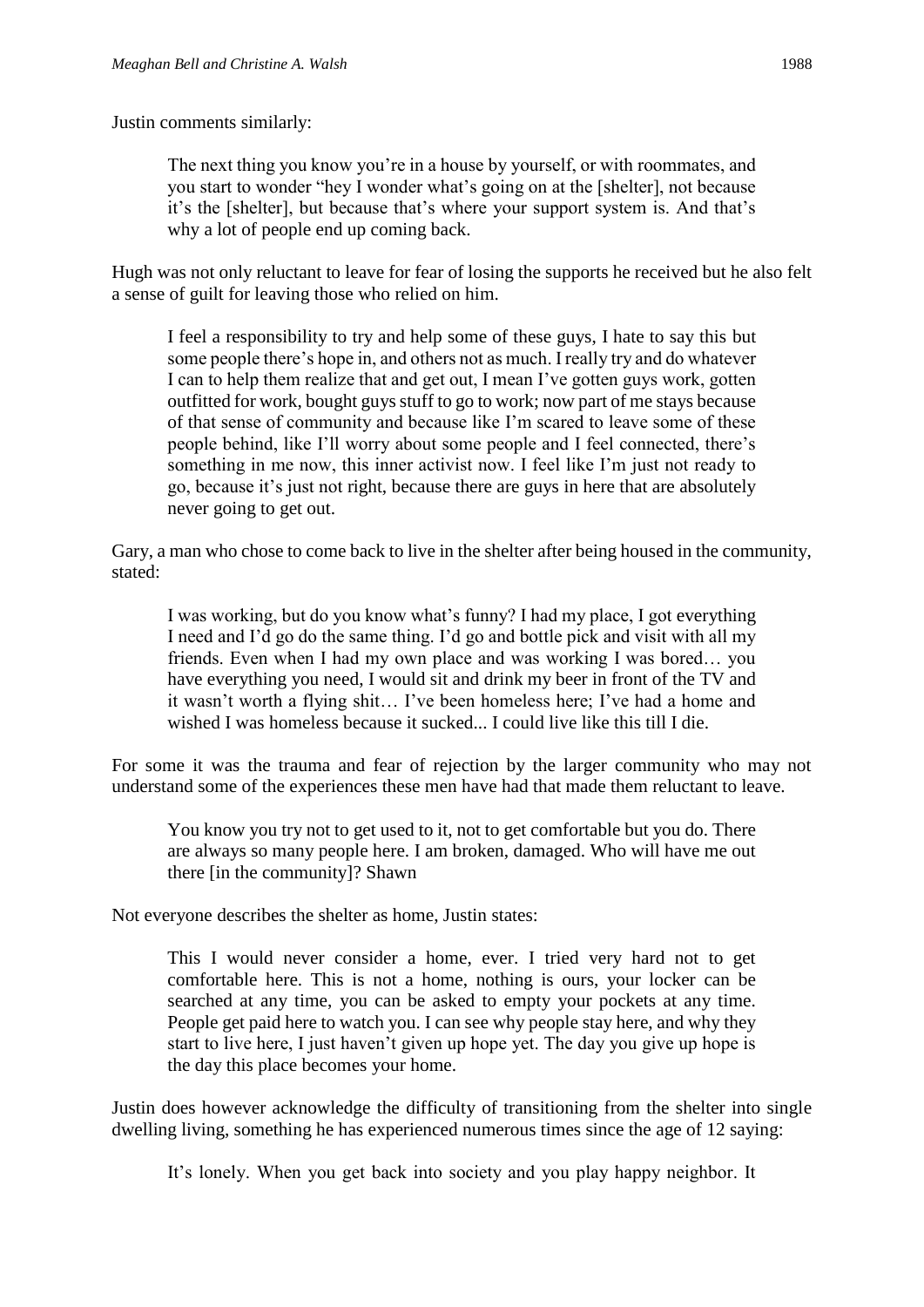Justin comments similarly:

> The next thing you know you're in a house by yourself, or with roommates, and you start to wonder "hey I wonder what's going on at the [shelter], not because it's the [shelter], but because that's where your support system is. And that's why a lot of people end up coming back.

Hugh was not only reluctant to leave for fear of losing the supports he received but he also felt a sense of guilt for leaving those who relied on him.

> I feel a responsibility to try and help some of these guys, I hate to say this but some people there's hope in, and others not as much. I really try and do whatever I can to help them realize that and get out, I mean I've gotten guys work, gotten outfitted for work, bought guys stuff to go to work; now part of me stays because of that sense of community and because like I'm scared to leave some of these people behind, like I'll worry about some people and I feel connected, there's something in me now, this inner activist now. I feel like I'm just not ready to go, because it's just not right, because there are guys in here that are absolutely never going to get out.

Gary, a man who chose to come back to live in the shelter after being housed in the community, stated:

> I was working, but do you know what's funny? I had my place, I got everything I need and I'd go do the same thing. I'd go and bottle pick and visit with all my friends. Even when I had my own place and was working I was bored… you have everything you need, I would sit and drink my beer in front of the TV and it wasn't worth a flying shit… I've been homeless here; I've had a home and wished I was homeless because it sucked... I could live like this till I die.

For some it was the trauma and fear of rejection by the larger community who may not understand some of the experiences these men have had that made them reluctant to leave.

> You know you try not to get used to it, not to get comfortable but you do. There are always so many people here. I am broken, damaged. Who will have me out there [in the community]? Shawn

Not everyone describes the shelter as home, Justin states:

> This I would never consider a home, ever. I tried very hard not to get comfortable here. This is not a home, nothing is ours, your locker can be searched at any time, you can be asked to empty your pockets at any time. People get paid here to watch you. I can see why people stay here, and why they start to live here, I just haven't given up hope yet. The day you give up hope is the day this place becomes your home.

Justin does however acknowledge the difficulty of transitioning from the shelter into single dwelling living, something he has experienced numerous times since the age of 12 saying:

> It's lonely. When you get back into society and you play happy neighbor. It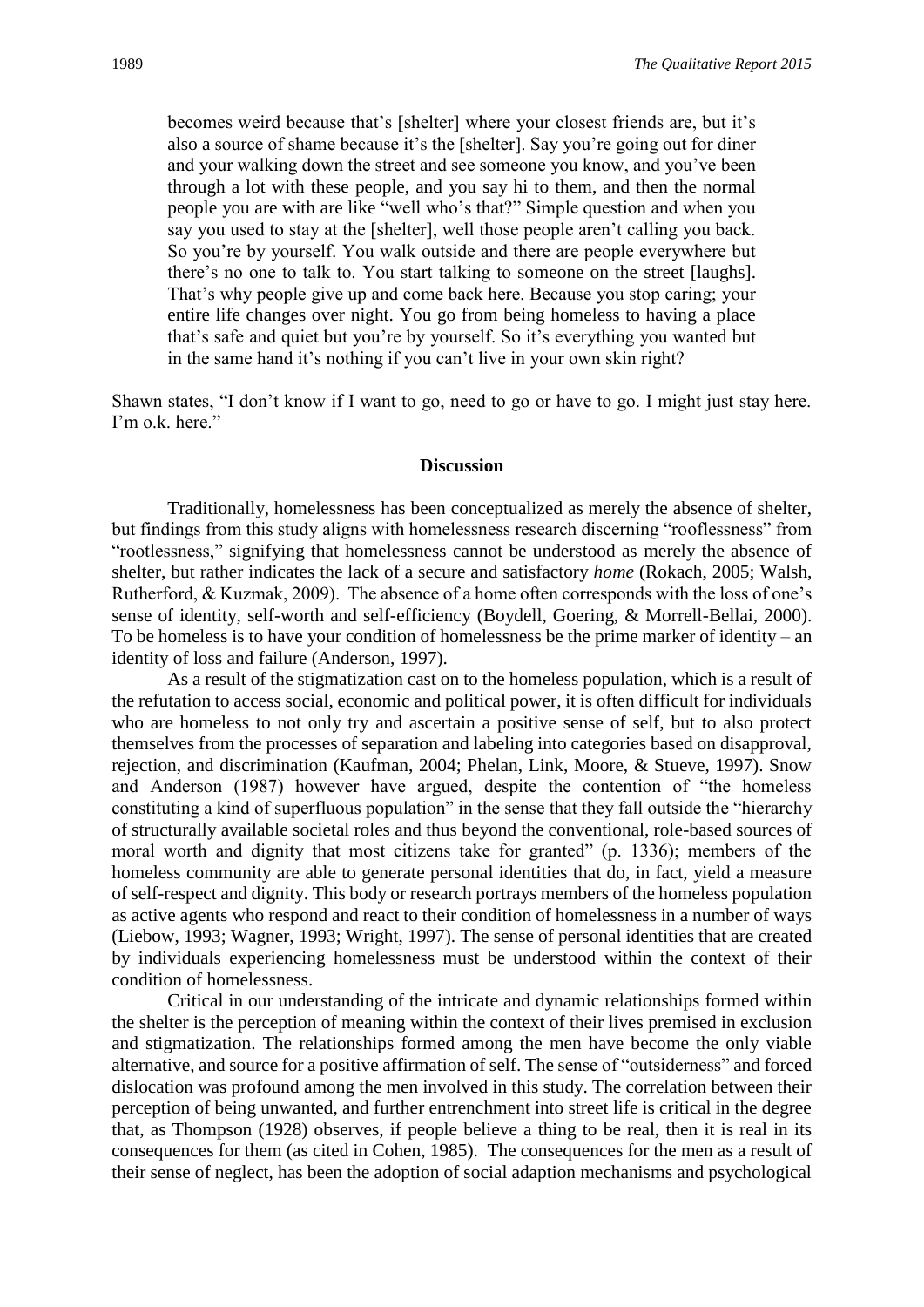> becomes weird because that's [shelter] where your closest friends are, but it's also a source of shame because it's the [shelter]. Say you're going out for diner and your walking down the street and see someone you know, and you've been through a lot with these people, and you say hi to them, and then the normal people you are with are like "well who's that?" Simple question and when you say you used to stay at the [shelter], well those people aren't calling you back. So you're by yourself. You walk outside and there are people everywhere but there's no one to talk to. You start talking to someone on the street [laughs]. That's why people give up and come back here. Because you stop caring; your entire life changes over night. You go from being homeless to having a place that's safe and quiet but you're by yourself. So it's everything you wanted but in the same hand it's nothing if you can't live in your own skin right?

Shawn states, "I don't know if I want to go, need to go or have to go. I might just stay here. I'm o.k. here."

## Discussion

Traditionally, homelessness has been conceptualized as merely the absence of shelter, but findings from this study aligns with homelessness research discerning "rooflessness" from "rootlessness," signifying that homelessness cannot be understood as merely the absence of shelter, but rather indicates the lack of a secure and satisfactory *home* (Rokach, 2005; Walsh, Rutherford, & Kuzmak, 2009). The absence of a home often corresponds with the loss of one's sense of identity, self-worth and self-efficiency (Boydell, Goering, & Morrell-Bellai, 2000). To be homeless is to have your condition of homelessness be the prime marker of identity – an identity of loss and failure (Anderson, 1997).

As a result of the stigmatization cast on to the homeless population, which is a result of the refutation to access social, economic and political power, it is often difficult for individuals who are homeless to not only try and ascertain a positive sense of self, but to also protect themselves from the processes of separation and labeling into categories based on disapproval, rejection, and discrimination (Kaufman, 2004; Phelan, Link, Moore, & Stueve, 1997). Snow and Anderson (1987) however have argued, despite the contention of "the homeless constituting a kind of superfluous population" in the sense that they fall outside the "hierarchy of structurally available societal roles and thus beyond the conventional, role-based sources of moral worth and dignity that most citizens take for granted" (p. 1336); members of the homeless community are able to generate personal identities that do, in fact, yield a measure of self-respect and dignity. This body or research portrays members of the homeless population as active agents who respond and react to their condition of homelessness in a number of ways (Liebow, 1993; Wagner, 1993; Wright, 1997). The sense of personal identities that are created by individuals experiencing homelessness must be understood within the context of their condition of homelessness.

Critical in our understanding of the intricate and dynamic relationships formed within the shelter is the perception of meaning within the context of their lives premised in exclusion and stigmatization. The relationships formed among the men have become the only viable alternative, and source for a positive affirmation of self. The sense of "outsiderness" and forced dislocation was profound among the men involved in this study. The correlation between their perception of being unwanted, and further entrenchment into street life is critical in the degree that, as Thompson (1928) observes, if people believe a thing to be real, then it is real in its consequences for them (as cited in Cohen, 1985). The consequences for the men as a result of their sense of neglect, has been the adoption of social adaption mechanisms and psychological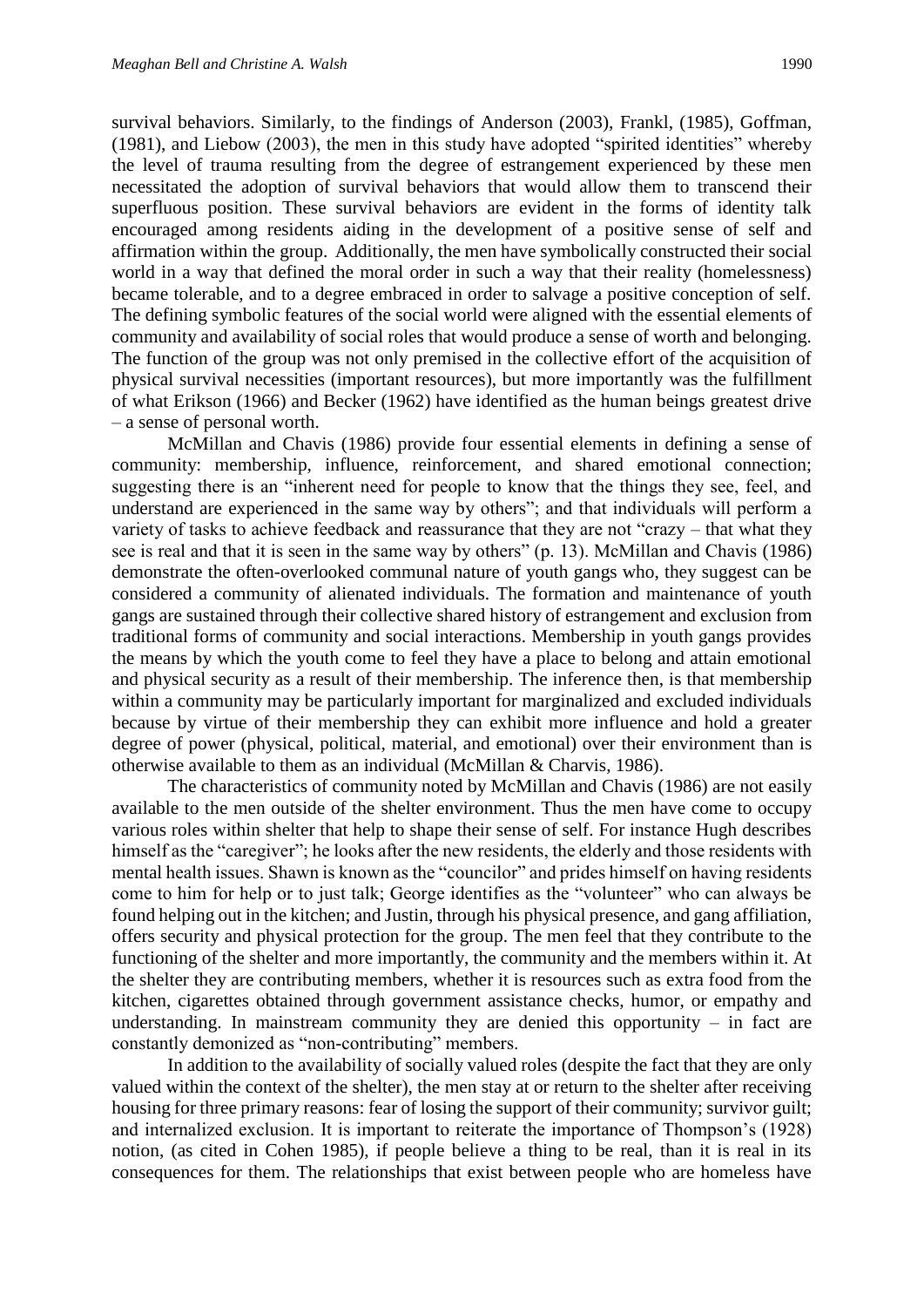survival behaviors. Similarly, to the findings of Anderson (2003), Frankl, (1985), Goffman, (1981), and Liebow (2003), the men in this study have adopted "spirited identities" whereby the level of trauma resulting from the degree of estrangement experienced by these men necessitated the adoption of survival behaviors that would allow them to transcend their superfluous position. These survival behaviors are evident in the forms of identity talk encouraged among residents aiding in the development of a positive sense of self and affirmation within the group. Additionally, the men have symbolically constructed their social world in a way that defined the moral order in such a way that their reality (homelessness) became tolerable, and to a degree embraced in order to salvage a positive conception of self. The defining symbolic features of the social world were aligned with the essential elements of community and availability of social roles that would produce a sense of worth and belonging. The function of the group was not only premised in the collective effort of the acquisition of physical survival necessities (important resources), but more importantly was the fulfillment of what Erikson (1966) and Becker (1962) have identified as the human beings greatest drive – a sense of personal worth.

McMillan and Chavis (1986) provide four essential elements in defining a sense of community: membership, influence, reinforcement, and shared emotional connection; suggesting there is an "inherent need for people to know that the things they see, feel, and understand are experienced in the same way by others"; and that individuals will perform a variety of tasks to achieve feedback and reassurance that they are not "crazy – that what they see is real and that it is seen in the same way by others" (p. 13). McMillan and Chavis (1986) demonstrate the often-overlooked communal nature of youth gangs who, they suggest can be considered a community of alienated individuals. The formation and maintenance of youth gangs are sustained through their collective shared history of estrangement and exclusion from traditional forms of community and social interactions. Membership in youth gangs provides the means by which the youth come to feel they have a place to belong and attain emotional and physical security as a result of their membership. The inference then, is that membership within a community may be particularly important for marginalized and excluded individuals because by virtue of their membership they can exhibit more influence and hold a greater degree of power (physical, political, material, and emotional) over their environment than is otherwise available to them as an individual (McMillan & Charvis, 1986).

The characteristics of community noted by McMillan and Chavis (1986) are not easily available to the men outside of the shelter environment. Thus the men have come to occupy various roles within shelter that help to shape their sense of self. For instance Hugh describes himself as the "caregiver"; he looks after the new residents, the elderly and those residents with mental health issues. Shawn is known as the "councilor" and prides himself on having residents come to him for help or to just talk; George identifies as the "volunteer" who can always be found helping out in the kitchen; and Justin, through his physical presence, and gang affiliation, offers security and physical protection for the group. The men feel that they contribute to the functioning of the shelter and more importantly, the community and the members within it. At the shelter they are contributing members, whether it is resources such as extra food from the kitchen, cigarettes obtained through government assistance checks, humor, or empathy and understanding. In mainstream community they are denied this opportunity – in fact are constantly demonized as "non-contributing" members.

In addition to the availability of socially valued roles (despite the fact that they are only valued within the context of the shelter), the men stay at or return to the shelter after receiving housing for three primary reasons: fear of losing the support of their community; survivor guilt; and internalized exclusion. It is important to reiterate the importance of Thompson's (1928) notion, (as cited in Cohen 1985), if people believe a thing to be real, than it is real in its consequences for them. The relationships that exist between people who are homeless have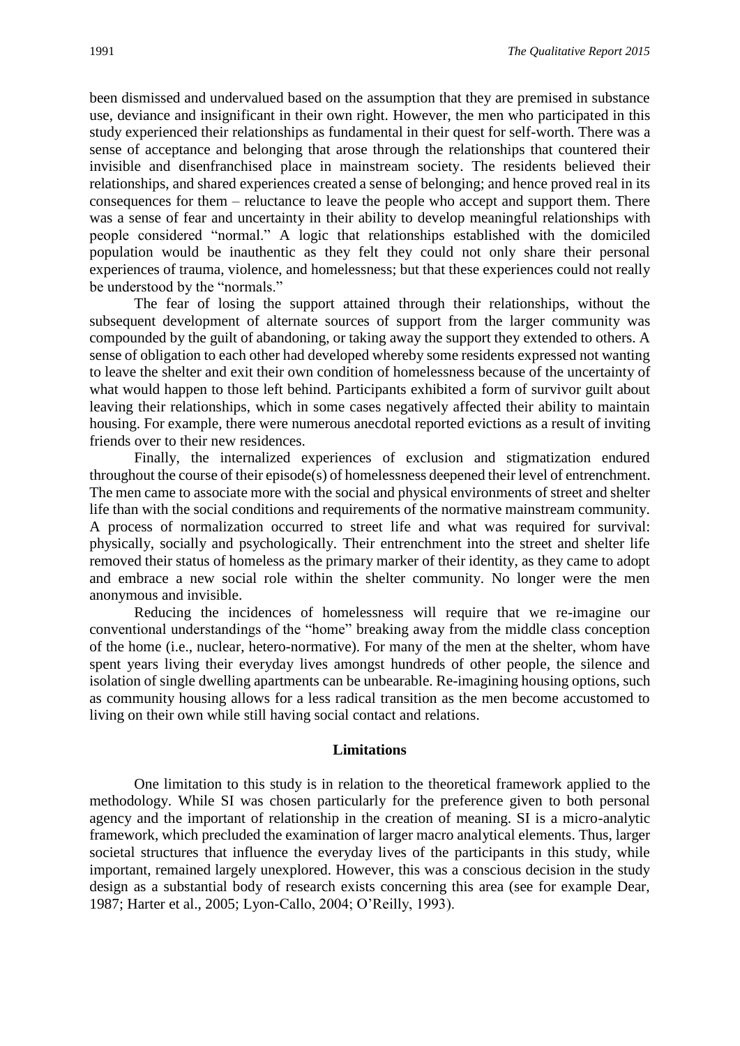been dismissed and undervalued based on the assumption that they are premised in substance use, deviance and insignificant in their own right. However, the men who participated in this study experienced their relationships as fundamental in their quest for self-worth. There was a sense of acceptance and belonging that arose through the relationships that countered their invisible and disenfranchised place in mainstream society. The residents believed their relationships, and shared experiences created a sense of belonging; and hence proved real in its consequences for them – reluctance to leave the people who accept and support them. There was a sense of fear and uncertainty in their ability to develop meaningful relationships with people considered "normal." A logic that relationships established with the domiciled population would be inauthentic as they felt they could not only share their personal experiences of trauma, violence, and homelessness; but that these experiences could not really be understood by the "normals."

The fear of losing the support attained through their relationships, without the subsequent development of alternate sources of support from the larger community was compounded by the guilt of abandoning, or taking away the support they extended to others. A sense of obligation to each other had developed whereby some residents expressed not wanting to leave the shelter and exit their own condition of homelessness because of the uncertainty of what would happen to those left behind. Participants exhibited a form of survivor guilt about leaving their relationships, which in some cases negatively affected their ability to maintain housing. For example, there were numerous anecdotal reported evictions as a result of inviting friends over to their new residences.

Finally, the internalized experiences of exclusion and stigmatization endured throughout the course of their episode(s) of homelessness deepened their level of entrenchment. The men came to associate more with the social and physical environments of street and shelter life than with the social conditions and requirements of the normative mainstream community. A process of normalization occurred to street life and what was required for survival: physically, socially and psychologically. Their entrenchment into the street and shelter life removed their status of homeless as the primary marker of their identity, as they came to adopt and embrace a new social role within the shelter community. No longer were the men anonymous and invisible.

Reducing the incidences of homelessness will require that we re-imagine our conventional understandings of the "home" breaking away from the middle class conception of the home (i.e., nuclear, hetero-normative). For many of the men at the shelter, whom have spent years living their everyday lives amongst hundreds of other people, the silence and isolation of single dwelling apartments can be unbearable. Re-imagining housing options, such as community housing allows for a less radical transition as the men become accustomed to living on their own while still having social contact and relations.

## Limitations

One limitation to this study is in relation to the theoretical framework applied to the methodology. While SI was chosen particularly for the preference given to both personal agency and the important of relationship in the creation of meaning. SI is a micro-analytic framework, which precluded the examination of larger macro analytical elements. Thus, larger societal structures that influence the everyday lives of the participants in this study, while important, remained largely unexplored. However, this was a conscious decision in the study design as a substantial body of research exists concerning this area (see for example Dear, 1987; Harter et al., 2005; Lyon-Callo, 2004; O'Reilly, 1993).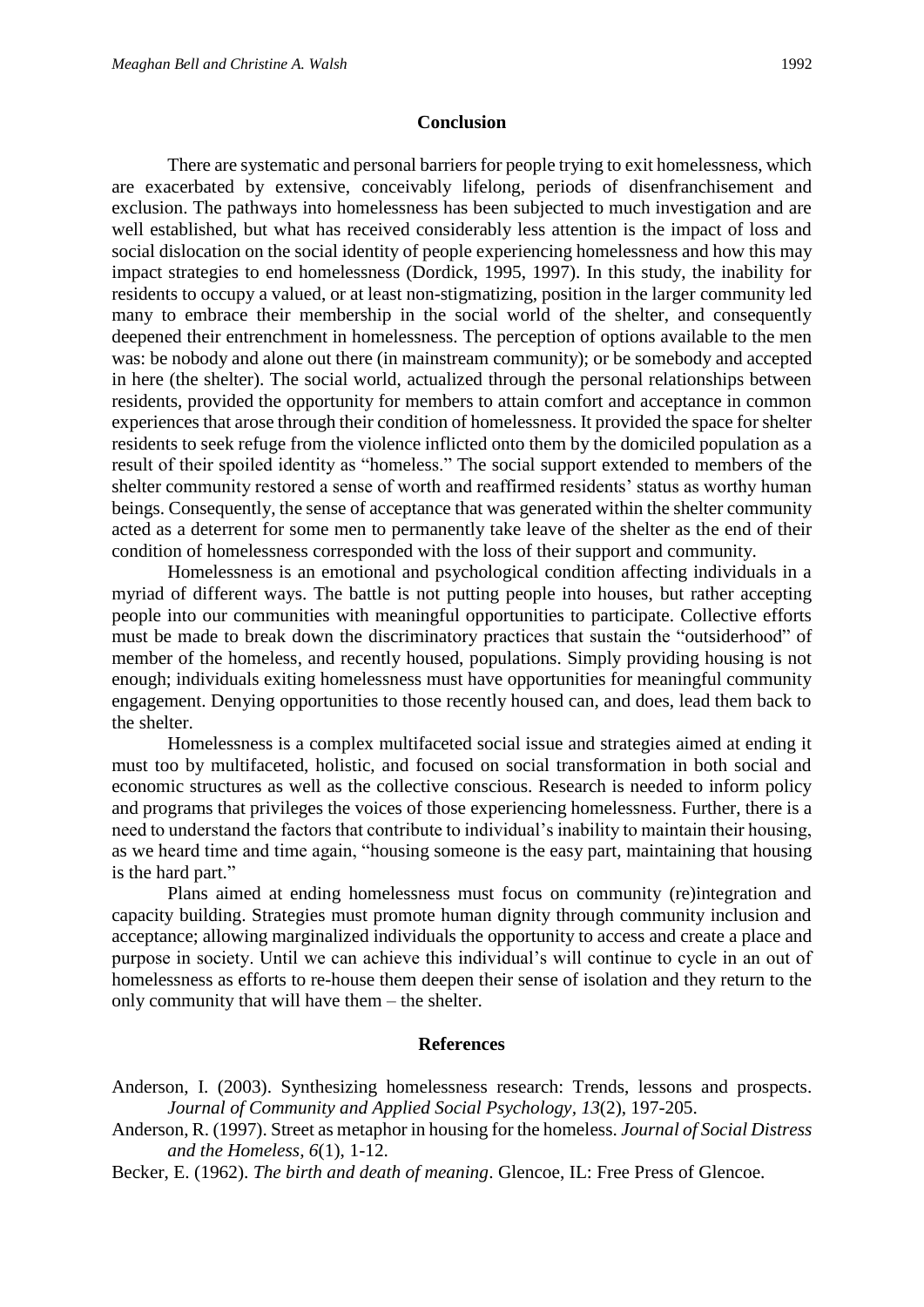## Conclusion

There are systematic and personal barriers for people trying to exit homelessness, which are exacerbated by extensive, conceivably lifelong, periods of disenfranchisement and exclusion. The pathways into homelessness has been subjected to much investigation and are well established, but what has received considerably less attention is the impact of loss and social dislocation on the social identity of people experiencing homelessness and how this may impact strategies to end homelessness (Dordick, 1995, 1997). In this study, the inability for residents to occupy a valued, or at least non-stigmatizing, position in the larger community led many to embrace their membership in the social world of the shelter, and consequently deepened their entrenchment in homelessness. The perception of options available to the men was: be nobody and alone out there (in mainstream community); or be somebody and accepted in here (the shelter). The social world, actualized through the personal relationships between residents, provided the opportunity for members to attain comfort and acceptance in common experiences that arose through their condition of homelessness. It provided the space for shelter residents to seek refuge from the violence inflicted onto them by the domiciled population as a result of their spoiled identity as "homeless." The social support extended to members of the shelter community restored a sense of worth and reaffirmed residents' status as worthy human beings. Consequently, the sense of acceptance that was generated within the shelter community acted as a deterrent for some men to permanently take leave of the shelter as the end of their condition of homelessness corresponded with the loss of their support and community.

Homelessness is an emotional and psychological condition affecting individuals in a myriad of different ways. The battle is not putting people into houses, but rather accepting people into our communities with meaningful opportunities to participate. Collective efforts must be made to break down the discriminatory practices that sustain the "outsiderhood" of member of the homeless, and recently housed, populations. Simply providing housing is not enough; individuals exiting homelessness must have opportunities for meaningful community engagement. Denying opportunities to those recently housed can, and does, lead them back to the shelter.

Homelessness is a complex multifaceted social issue and strategies aimed at ending it must too by multifaceted, holistic, and focused on social transformation in both social and economic structures as well as the collective conscious. Research is needed to inform policy and programs that privileges the voices of those experiencing homelessness. Further, there is a need to understand the factors that contribute to individual's inability to maintain their housing, as we heard time and time again, "housing someone is the easy part, maintaining that housing is the hard part."

Plans aimed at ending homelessness must focus on community (re)integration and capacity building. Strategies must promote human dignity through community inclusion and acceptance; allowing marginalized individuals the opportunity to access and create a place and purpose in society. Until we can achieve this individual's will continue to cycle in an out of homelessness as efforts to re-house them deepen their sense of isolation and they return to the only community that will have them – the shelter.

## References

Anderson, I. (2003). Synthesizing homelessness research: Trends, lessons and prospects. *Journal of Community and Applied Social Psychology*, *13*(2), 197-205.

Anderson, R. (1997). Street as metaphor in housing for the homeless. *Journal of Social Distress and the Homeless, 6*(1), 1-12.

Becker, E. (1962). *The birth and death of meaning*. Glencoe, IL: Free Press of Glencoe.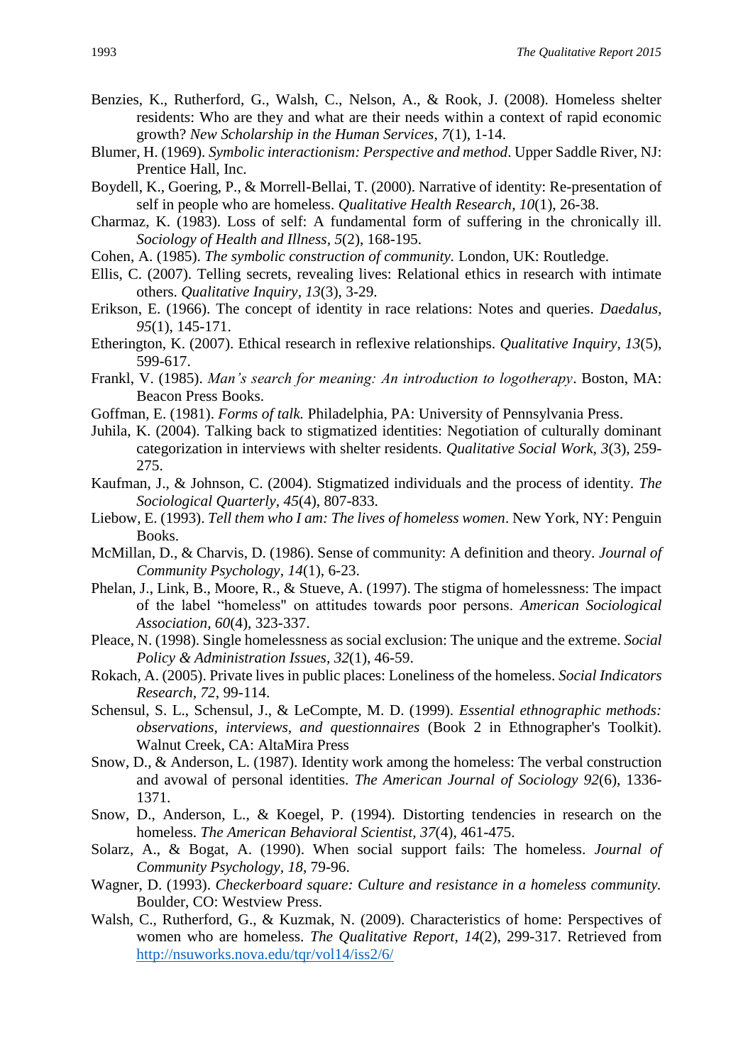Benzies, K., Rutherford, G., Walsh, C., Nelson, A., & Rook, J. (2008). Homeless shelter residents: Who are they and what are their needs within a context of rapid economic growth? *New Scholarship in the Human Services*, *7*(1), 1-14.

Blumer, H. (1969). *Symbolic interactionism: Perspective and method*. Upper Saddle River, NJ: Prentice Hall, Inc.

Boydell, K., Goering, P., & Morrell-Bellai, T. (2000). Narrative of identity: Re-presentation of self in people who are homeless. *Qualitative Health Research, 10*(1), 26-38.

Charmaz, K. (1983). Loss of self: A fundamental form of suffering in the chronically ill. *Sociology of Health and Illness, 5*(2), 168-195.

Cohen, A. (1985). *The symbolic construction of community.* London, UK: Routledge.

Ellis, C. (2007). Telling secrets, revealing lives: Relational ethics in research with intimate others. *Qualitative Inquiry*, *13*(3), 3-29.

Erikson, E. (1966). The concept of identity in race relations: Notes and queries. *Daedalus*, *95*(1), 145-171.

Etherington, K. (2007). Ethical research in reflexive relationships. *Qualitative Inquiry, 13*(5), 599-617.

Frankl, V. (1985). *Man's search for meaning: An introduction to logotherapy*. Boston, MA: Beacon Press Books.

Goffman, E. (1981). *Forms of talk.* Philadelphia, PA: University of Pennsylvania Press.

Juhila, K. (2004). Talking back to stigmatized identities: Negotiation of culturally dominant categorization in interviews with shelter residents. *Qualitative Social Work, 3*(3), 259-275.

Kaufman, J., & Johnson, C. (2004). Stigmatized individuals and the process of identity. *The Sociological Quarterly, 45*(4), 807-833.

Liebow, E. (1993). *Tell them who I am: The lives of homeless women*. New York, NY: Penguin Books.

McMillan, D., & Charvis, D. (1986). Sense of community: A definition and theory. *Journal of Community Psychology*, *14*(1), 6-23.

Phelan, J., Link, B., Moore, R., & Stueve, A. (1997). The stigma of homelessness: The impact of the label "homeless" on attitudes towards poor persons. *American Sociological Association, 60*(4), 323-337.

Pleace, N. (1998). Single homelessness as social exclusion: The unique and the extreme. *Social Policy & Administration Issues*, *32*(1), 46-59.

Rokach, A. (2005). Private lives in public places: Loneliness of the homeless. *Social Indicators Research*, *72*, 99-114.

Schensul, S. L., Schensul, J., & LeCompte, M. D. (1999). *Essential ethnographic methods: observations, interviews, and questionnaires* (Book 2 in Ethnographer's Toolkit). Walnut Creek, CA: AltaMira Press

Snow, D., & Anderson, L. (1987). Identity work among the homeless: The verbal construction and avowal of personal identities. *The American Journal of Sociology 92*(6), 1336-1371.

Snow, D., Anderson, L., & Koegel, P. (1994). Distorting tendencies in research on the homeless. *The American Behavioral Scientist, 37*(4), 461-475.

Solarz, A., & Bogat, A. (1990). When social support fails: The homeless. *Journal of Community Psychology*, *18*, 79-96.

Wagner, D. (1993). *Checkerboard square: Culture and resistance in a homeless community.* Boulder, CO: Westview Press.

Walsh, C., Rutherford, G., & Kuzmak, N. (2009). Characteristics of home: Perspectives of women who are homeless. *The Qualitative Report, 14*(2), 299-317. Retrieved from http://nsuworks.nova.edu/tqr/vol14/iss2/6/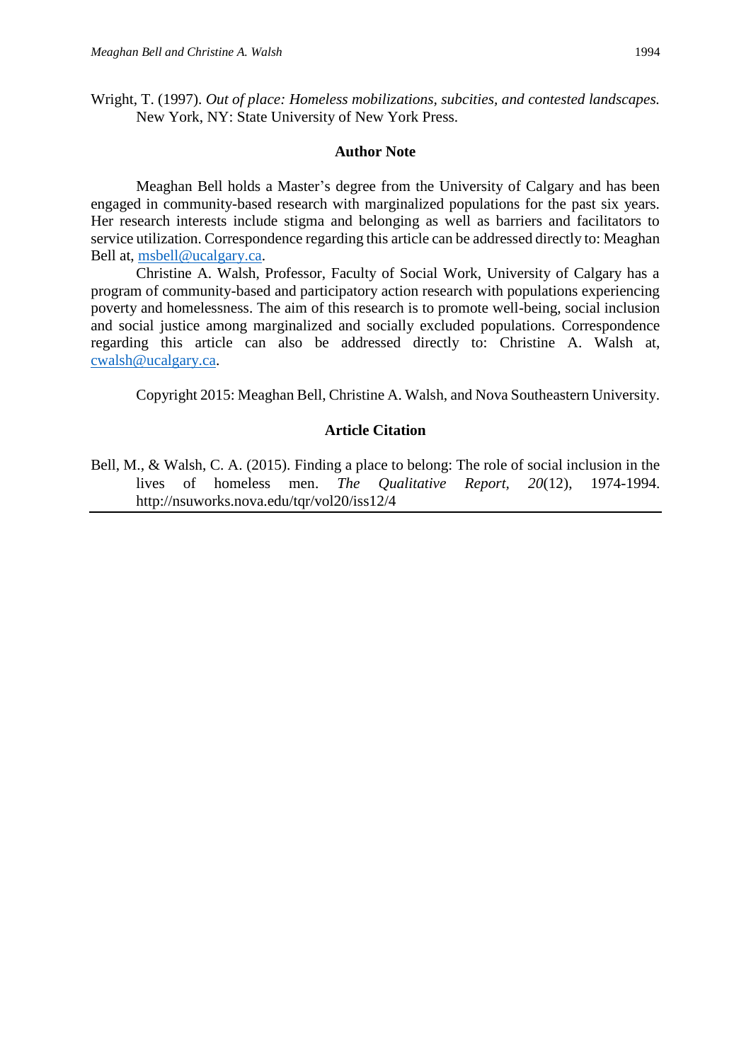Wright, T. (1997). *Out of place: Homeless mobilizations, subcities, and contested landscapes.* New York, NY: State University of New York Press.

## Author Note

Meaghan Bell holds a Master's degree from the University of Calgary and has been engaged in community-based research with marginalized populations for the past six years. Her research interests include stigma and belonging as well as barriers and facilitators to service utilization. Correspondence regarding this article can be addressed directly to: Meaghan Bell at, msbell@ucalgary.ca.

Christine A. Walsh, Professor, Faculty of Social Work, University of Calgary has a program of community-based and participatory action research with populations experiencing poverty and homelessness. The aim of this research is to promote well-being, social inclusion and social justice among marginalized and socially excluded populations. Correspondence regarding this article can also be addressed directly to: Christine A. Walsh at, cwalsh@ucalgary.ca.

Copyright 2015: Meaghan Bell, Christine A. Walsh, and Nova Southeastern University.

## Article Citation

Bell, M., & Walsh, C. A. (2015). Finding a place to belong: The role of social inclusion in the lives of homeless men. *The Qualitative Report, 20*(12), 1974-1994. http://nsuworks.nova.edu/tqr/vol20/iss12/4